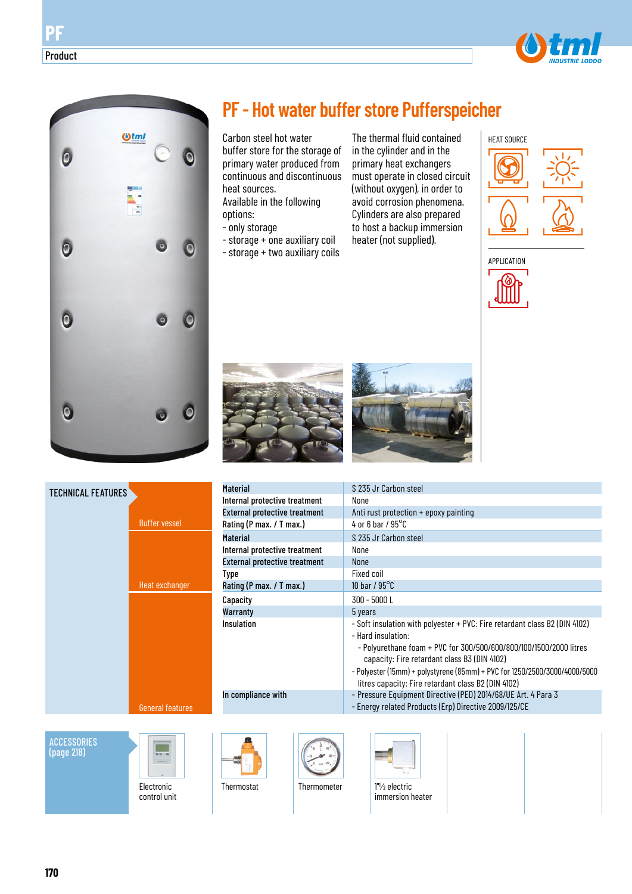PF

Product

# PF - Hot water buffer store Pufferspeicher

Carbon steel hot water buffer store for the storage of primary water produced from continuous and discontinuous heat sources.
Available in the following options:
- only storage
- storage + one auxiliary coil
- storage + two auxiliary coils

The thermal fluid contained in the cylinder and in the primary heat exchangers must operate in closed circuit (without oxygen), in order to avoid corrosion phenomena. Cylinders are also prepared to host a backup immersion heater (not supplied).

HEAT SOURCE

APPLICATION

## TECHNICAL FEATURES

| | | |
|---|---|---|
| **Buffer vessel** | **Material** | S 235 Jr Carbon steel |
| | **Internal protective treatment** | None |
| | **External protective treatment** | Anti rust protection + epoxy painting |
| | **Rating (P max. / T max.)** | 4 or 6 bar / 95°C |
| **Heat exchanger** | **Material** | S 235 Jr Carbon steel |
| | **Internal protective treatment** | None |
| | **External protective treatment** | None |
| | **Type** | Fixed coil |
| | **Rating (P max. / T max.)** | 10 bar / 95°C |
| **General features** | **Capacity** | 300 - 5000 L |
| | **Warranty** | 5 years |
| | **Insulation** | - Soft insulation with polyester + PVC: Fire retardant class B2 (DIN 4102)<br>- Hard insulation:<br>- Polyurethane foam + PVC for 300/500/600/800/100/1500/2000 litres capacity: Fire retardant class B3 (DIN 4102)<br>- Polyester (15mm) + polystyrene (85mm) + PVC for 1250/2500/3000/4000/5000 litres capacity: Fire retardant class B2 (DIN 4102) |
| | **In compliance with** | - Pressure Equipment Directive (PED) 2014/68/UE Art. 4 Para 3<br>- Energy related Products (Erp) Directive 2009/125/CE |

## ACCESSORIES (page 218)

- Electronic control unit
- Thermostat
- Thermometer
- 1"½ electric immersion heater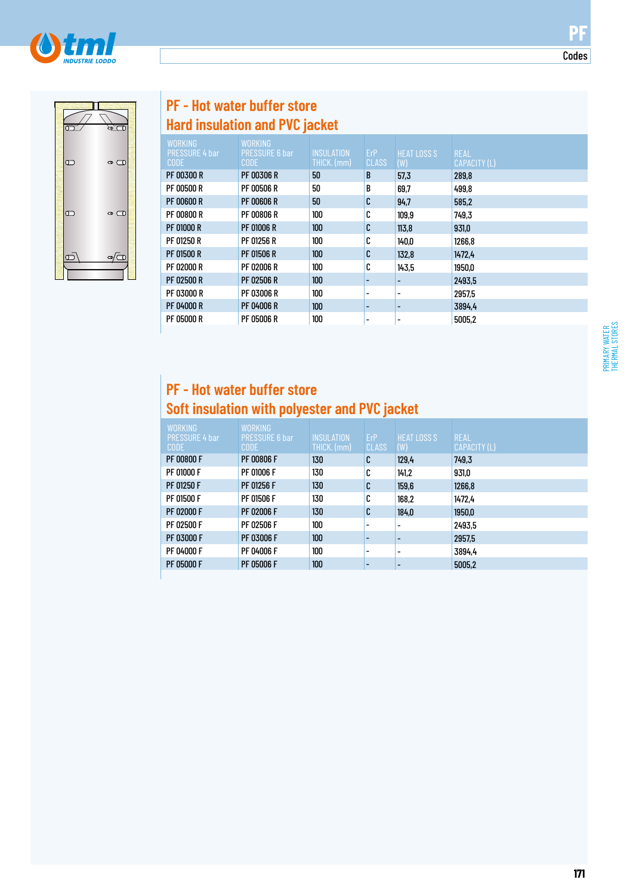## PF - Hot water buffer store
### Hard insulation and PVC jacket

| WORKING PRESSURE 4 bar CODE | WORKING PRESSURE 6 bar CODE | INSULATION THICK. (mm) | ErP CLASS | HEAT LOSS S (W) | REAL CAPACITY (L) |
|---|---|---|---|---|---|
| PF 00300 R | PF 00306 R | 50 | B | 57,3 | 289,8 |
| PF 00500 R | PF 00506 R | 50 | B | 69,7 | 499,8 |
| PF 00600 R | PF 00606 R | 50 | C | 94,7 | 585,2 |
| PF 00800 R | PF 00806 R | 100 | C | 109,9 | 749,3 |
| PF 01000 R | PF 01006 R | 100 | C | 113,8 | 931,0 |
| PF 01250 R | PF 01256 R | 100 | C | 140,0 | 1266,8 |
| PF 01500 R | PF 01506 R | 100 | C | 132,8 | 1472,4 |
| PF 02000 R | PF 02006 R | 100 | C | 143,5 | 1950,0 |
| PF 02500 R | PF 02506 R | 100 | - | - | 2493,5 |
| PF 03000 R | PF 03006 R | 100 | - | - | 2957,5 |
| PF 04000 R | PF 04006 R | 100 | - | - | 3894,4 |
| PF 05000 R | PF 05006 R | 100 | - | - | 5005,2 |

## PF - Hot water buffer store
### Soft insulation with polyester and PVC jacket

| WORKING PRESSURE 4 bar CODE | WORKING PRESSURE 6 bar CODE | INSULATION THICK. (mm) | ErP CLASS | HEAT LOSS S (W) | REAL CAPACITY (L) |
|---|---|---|---|---|---|
| PF 00800 F | PF 00806 F | 130 | C | 129,4 | 749,3 |
| PF 01000 F | PF 01006 F | 130 | C | 141,2 | 931,0 |
| PF 01250 F | PF 01256 F | 130 | C | 159,6 | 1266,8 |
| PF 01500 F | PF 01506 F | 130 | C | 168,2 | 1472,4 |
| PF 02000 F | PF 02006 F | 130 | C | 184,0 | 1950,0 |
| PF 02500 F | PF 02506 F | 100 | - | - | 2493,5 |
| PF 03000 F | PF 03006 F | 100 | - | - | 2957,5 |
| PF 04000 F | PF 04006 F | 100 | - | - | 3894,4 |
| PF 05000 F | PF 05006 F | 100 | - | - | 5005,2 |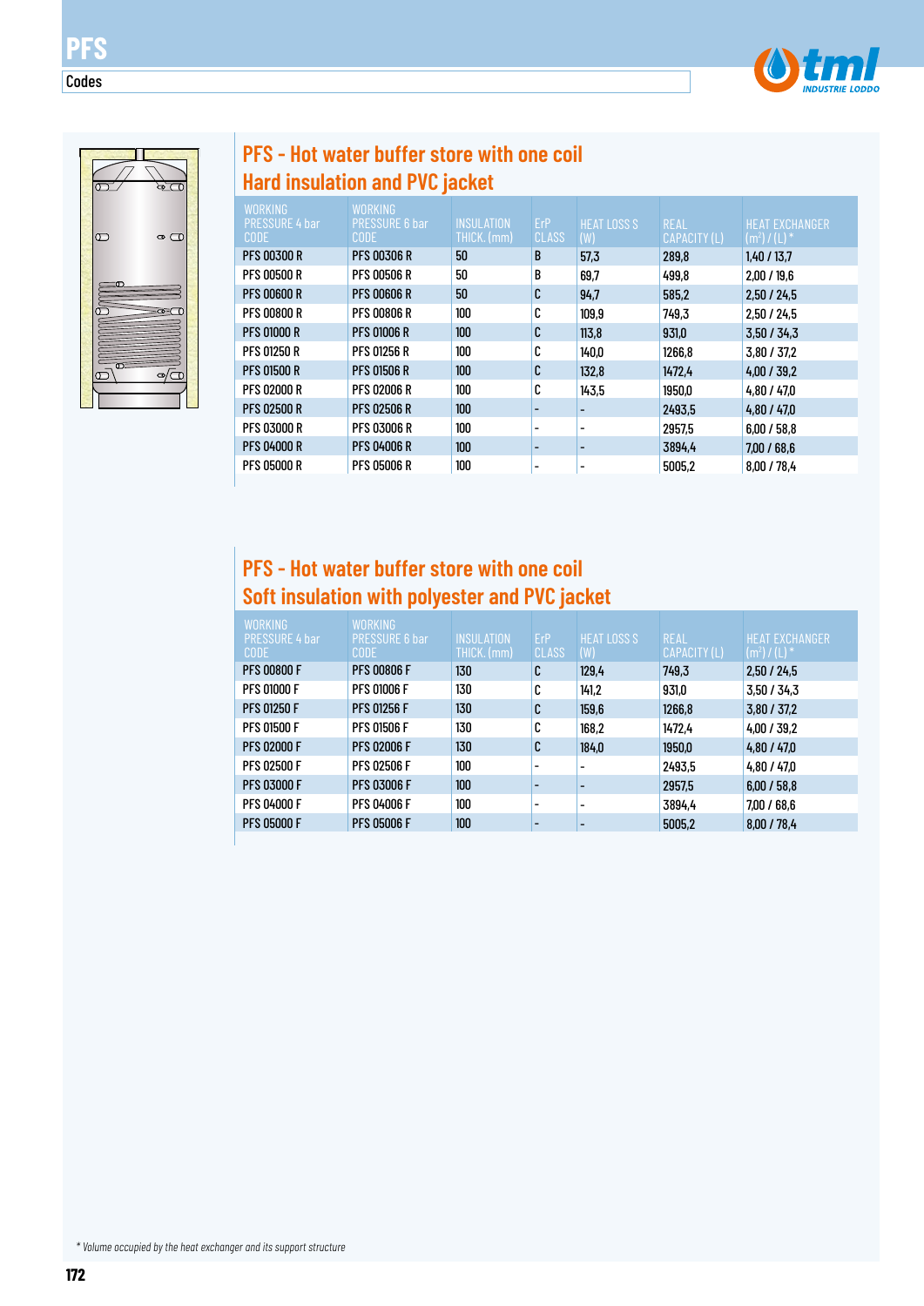# PFS

Codes

## PFS - Hot water buffer store with one coil
## Hard insulation and PVC jacket

| WORKING PRESSURE 4 bar CODE | WORKING PRESSURE 6 bar CODE | INSULATION THICK. (mm) | ErP CLASS | HEAT LOSS S (W) | REAL CAPACITY (L) | HEAT EXCHANGER ($m^2$) / (L) * |
|---|---|---|---|---|---|---|
| PFS 00300 R | PFS 00306 R | 50 | B | 57,3 | 289,8 | 1,40 / 13,7 |
| PFS 00500 R | PFS 00506 R | 50 | B | 69,7 | 499,8 | 2,00 / 19,6 |
| PFS 00600 R | PFS 00606 R | 50 | C | 94,7 | 585,2 | 2,50 / 24,5 |
| PFS 00800 R | PFS 00806 R | 100 | C | 109,9 | 749,3 | 2,50 / 24,5 |
| PFS 01000 R | PFS 01006 R | 100 | C | 113,8 | 931,0 | 3,50 / 34,3 |
| PFS 01250 R | PFS 01256 R | 100 | C | 140,0 | 1266,8 | 3,80 / 37,2 |
| PFS 01500 R | PFS 01506 R | 100 | C | 132,8 | 1472,4 | 4,00 / 39,2 |
| PFS 02000 R | PFS 02006 R | 100 | C | 143,5 | 1950,0 | 4,80 / 47,0 |
| PFS 02500 R | PFS 02506 R | 100 | - | - | 2493,5 | 4,80 / 47,0 |
| PFS 03000 R | PFS 03006 R | 100 | - | - | 2957,5 | 6,00 / 58,8 |
| PFS 04000 R | PFS 04006 R | 100 | - | - | 3894,4 | 7,00 / 68,6 |
| PFS 05000 R | PFS 05006 R | 100 | - | - | 5005,2 | 8,00 / 78,4 |

## PFS - Hot water buffer store with one coil
## Soft insulation with polyester and PVC jacket

| WORKING PRESSURE 4 bar CODE | WORKING PRESSURE 6 bar CODE | INSULATION THICK. (mm) | ErP CLASS | HEAT LOSS S (W) | REAL CAPACITY (L) | HEAT EXCHANGER ($m^2$) / (L) * |
|---|---|---|---|---|---|---|
| PFS 00800 F | PFS 00806 F | 130 | C | 129,4 | 749,3 | 2,50 / 24,5 |
| PFS 01000 F | PFS 01006 F | 130 | C | 141,2 | 931,0 | 3,50 / 34,3 |
| PFS 01250 F | PFS 01256 F | 130 | C | 159,6 | 1266,8 | 3,80 / 37,2 |
| PFS 01500 F | PFS 01506 F | 130 | C | 168,2 | 1472,4 | 4,00 / 39,2 |
| PFS 02000 F | PFS 02006 F | 130 | C | 184,0 | 1950,0 | 4,80 / 47,0 |
| PFS 02500 F | PFS 02506 F | 100 | - | - | 2493,5 | 4,80 / 47,0 |
| PFS 03000 F | PFS 03006 F | 100 | - | - | 2957,5 | 6,00 / 58,8 |
| PFS 04000 F | PFS 04006 F | 100 | - | - | 3894,4 | 7,00 / 68,6 |
| PFS 05000 F | PFS 05006 F | 100 | - | - | 5005,2 | 8,00 / 78,4 |

*\* Volume occupied by the heat exchanger and its support structure*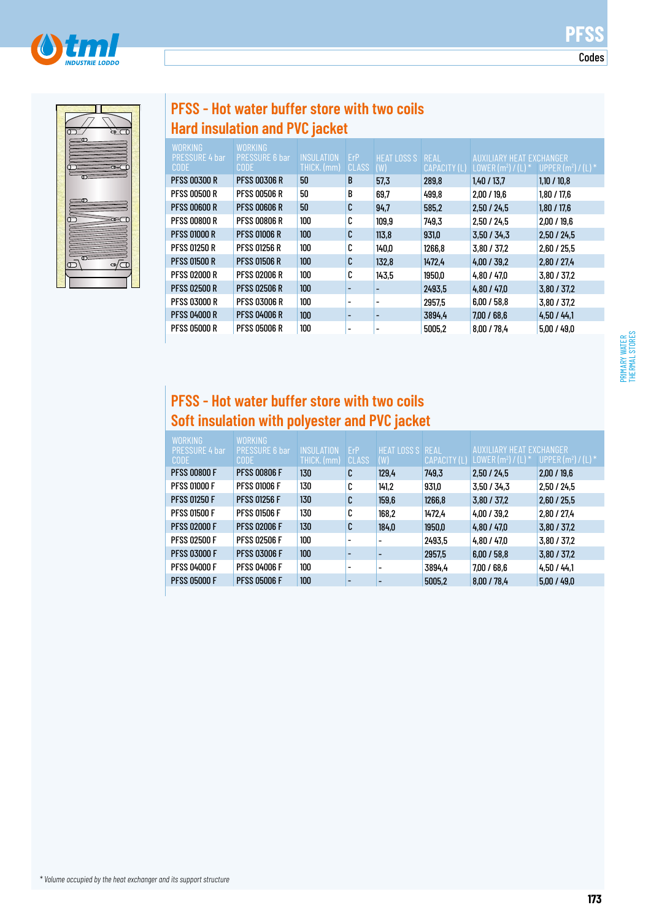## PFSS - Hot water buffer store with two coils
## Hard insulation and PVC jacket

| WORKING PRESSURE 4 bar CODE | WORKING PRESSURE 6 bar CODE | INSULATION THICK. (mm) | ErP CLASS | HEAT LOSS S (W) | REAL CAPACITY (L) | AUXILIARY HEAT EXCHANGER LOWER (m²) / (L) * | UPPER (m²) / (L) * |
|---|---|---|---|---|---|---|---|
| PFSS 00300 R | PFSS 00306 R | 50 | B | 57,3 | 289,8 | 1,40 / 13,7 | 1,10 / 10,8 |
| PFSS 00500 R | PFSS 00506 R | 50 | B | 69,7 | 499,8 | 2,00 / 19,6 | 1,80 / 17,6 |
| PFSS 00600 R | PFSS 00606 R | 50 | C | 94,7 | 585,2 | 2,50 / 24,5 | 1,80 / 17,6 |
| PFSS 00800 R | PFSS 00806 R | 100 | C | 109,9 | 749,3 | 2,50 / 24,5 | 2,00 / 19,6 |
| PFSS 01000 R | PFSS 01006 R | 100 | C | 113,8 | 931,0 | 3,50 / 34,3 | 2,50 / 24,5 |
| PFSS 01250 R | PFSS 01256 R | 100 | C | 140,0 | 1266,8 | 3,80 / 37,2 | 2,60 / 25,5 |
| PFSS 01500 R | PFSS 01506 R | 100 | C | 132,8 | 1472,4 | 4,00 / 39,2 | 2,80 / 27,4 |
| PFSS 02000 R | PFSS 02006 R | 100 | C | 143,5 | 1950,0 | 4,80 / 47,0 | 3,80 / 37,2 |
| PFSS 02500 R | PFSS 02506 R | 100 | - | - | 2493,5 | 4,80 / 47,0 | 3,80 / 37,2 |
| PFSS 03000 R | PFSS 03006 R | 100 | - | - | 2957,5 | 6,00 / 58,8 | 3,80 / 37,2 |
| PFSS 04000 R | PFSS 04006 R | 100 | - | - | 3894,4 | 7,00 / 68,6 | 4,50 / 44,1 |
| PFSS 05000 R | PFSS 05006 R | 100 | - | - | 5005,2 | 8,00 / 78,4 | 5,00 / 49,0 |

## PFSS - Hot water buffer store with two coils
## Soft insulation with polyester and PVC jacket

| WORKING PRESSURE 4 bar CODE | WORKING PRESSURE 6 bar CODE | INSULATION THICK. (mm) | ErP CLASS | HEAT LOSS S (W) | REAL CAPACITY (L) | AUXILIARY HEAT EXCHANGER LOWER (m²) / (L) * | UPPER (m²) / (L) * |
|---|---|---|---|---|---|---|---|
| PFSS 00800 F | PFSS 00806 F | 130 | C | 129,4 | 749,3 | 2,50 / 24,5 | 2,00 / 19,6 |
| PFSS 01000 F | PFSS 01006 F | 130 | C | 141,2 | 931,0 | 3,50 / 34,3 | 2,50 / 24,5 |
| PFSS 01250 F | PFSS 01256 F | 130 | C | 159,6 | 1266,8 | 3,80 / 37,2 | 2,60 / 25,5 |
| PFSS 01500 F | PFSS 01506 F | 130 | C | 168,2 | 1472,4 | 4,00 / 39,2 | 2,80 / 27,4 |
| PFSS 02000 F | PFSS 02006 F | 130 | C | 184,0 | 1950,0 | 4,80 / 47,0 | 3,80 / 37,2 |
| PFSS 02500 F | PFSS 02506 F | 100 | - | - | 2493,5 | 4,80 / 47,0 | 3,80 / 37,2 |
| PFSS 03000 F | PFSS 03006 F | 100 | - | - | 2957,5 | 6,00 / 58,8 | 3,80 / 37,2 |
| PFSS 04000 F | PFSS 04006 F | 100 | - | - | 3894,4 | 7,00 / 68,6 | 4,50 / 44,1 |
| PFSS 05000 F | PFSS 05006 F | 100 | - | - | 5005,2 | 8,00 / 78,4 | 5,00 / 49,0 |

*\* Volume occupied by the heat exchanger and its support structure*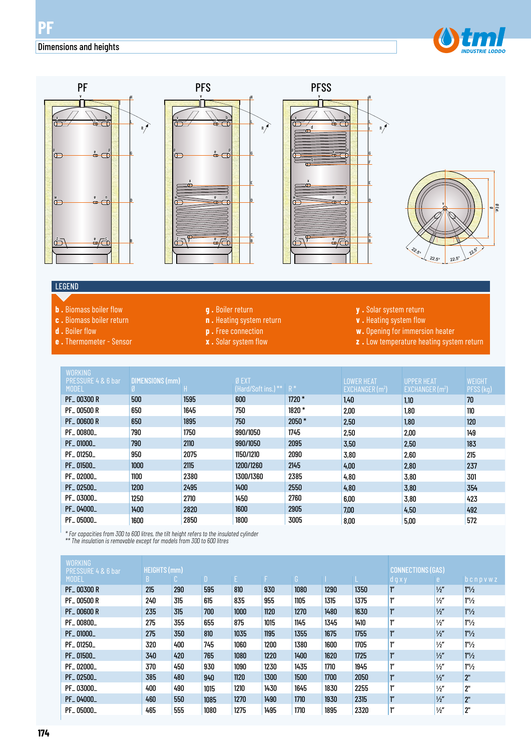# PF

## Dimensions and heights

PF PFS PFSS

## LEGEND

**b .** Biomass boiler flow
**c .** Biomass boiler return
**d .** Boiler flow
**e .** Thermometer - Sensor
**g .** Boiler return
**n .** Heating system return
**p .** Free connection
**x .** Solar system flow
**y .** Solar system return
**v .** Heating system flow
**w.** Opening for immersion heater
**z .** Low temperature heating system return

| WORKING PRESSURE 4 & 6 bar | DIMENSIONS (mm) | | | | LOWER HEAT EXCHANGER (m²) | UPPER HEAT EXCHANGER (m²) | WEIGHT PFSS (kg) |
|---|---|---|---|---|---|---|---|
| MODEL | Ø | H | Ø EXT (Hard/Soft ins.) ** | R * | | | |
| PF_ 00300 R | 500 | 1595 | 600 | 1720 * | 1,40 | 1,10 | 70 |
| PF_ 00500 R | 650 | 1645 | 750 | 1820 * | 2,00 | 1,80 | 110 |
| PF_ 00600 R | 650 | 1895 | 750 | 2050 * | 2,50 | 1,80 | 120 |
| PF_ 00800_ | 790 | 1750 | 990/1050 | 1745 | 2,50 | 2,00 | 149 |
| PF_ 01000_ | 790 | 2110 | 990/1050 | 2095 | 3,50 | 2,50 | 183 |
| PF_ 01250_ | 950 | 2075 | 1150/1210 | 2090 | 3,80 | 2,60 | 215 |
| PF_ 01500_ | 1000 | 2115 | 1200/1260 | 2145 | 4,00 | 2,80 | 237 |
| PF_ 02000_ | 1100 | 2380 | 1300/1360 | 2385 | 4,80 | 3,80 | 301 |
| PF_ 02500_ | 1200 | 2495 | 1400 | 2550 | 4,80 | 3,80 | 354 |
| PF_ 03000_ | 1250 | 2710 | 1450 | 2760 | 6,00 | 3,80 | 423 |
| PF_ 04000_ | 1400 | 2820 | 1600 | 2905 | 7,00 | 4,50 | 492 |
| PF_ 05000_ | 1600 | 2850 | 1800 | 3005 | 8,00 | 5,00 | 572 |

*\* For capacities from 300 to 600 litres, the tilt height refers to the insulated cylinder*
*\*\* The insulation is removable except for models from 300 to 600 litres*

| WORKING PRESSURE 4 & 6 bar | HEIGHTS (mm) | | | | | | | | CONNECTIONS (GAS) | | |
|---|---|---|---|---|---|---|---|---|---|---|---|
| MODEL | B | C | D | E | F | G | I | L | d g x y | e | b c n p v w z |
| PF_ 00300 R | 215 | 290 | 595 | 810 | 930 | 1080 | 1290 | 1350 | 1" | ½" | 1"½ |
| PF_ 00500 R | 240 | 315 | 615 | 835 | 955 | 1105 | 1315 | 1375 | 1" | ½" | 1"½ |
| PF_ 00600 R | 235 | 315 | 700 | 1000 | 1120 | 1270 | 1480 | 1630 | 1" | ½" | 1"½ |
| PF_ 00800_ | 275 | 355 | 655 | 875 | 1015 | 1145 | 1345 | 1410 | 1" | ½" | 1"½ |
| PF_ 01000_ | 275 | 350 | 810 | 1035 | 1195 | 1355 | 1675 | 1755 | 1" | ½" | 1"½ |
| PF_ 01250_ | 320 | 400 | 745 | 1060 | 1200 | 1380 | 1600 | 1705 | 1" | ½" | 1"½ |
| PF_ 01500_ | 340 | 420 | 765 | 1080 | 1220 | 1400 | 1620 | 1725 | 1" | ½" | 1"½ |
| PF_ 02000_ | 370 | 450 | 930 | 1090 | 1230 | 1435 | 1710 | 1945 | 1" | ½" | 1"½ |
| PF_ 02500_ | 385 | 480 | 940 | 1120 | 1300 | 1500 | 1700 | 2050 | 1" | ½" | 2" |
| PF_ 03000_ | 400 | 490 | 1015 | 1210 | 1430 | 1645 | 1830 | 2255 | 1" | ½" | 2" |
| PF_ 04000_ | 460 | 550 | 1085 | 1270 | 1490 | 1710 | 1930 | 2315 | 1" | ½" | 2" |
| PF_ 05000_ | 465 | 555 | 1080 | 1275 | 1495 | 1710 | 1895 | 2320 | 1" | ½" | 2" |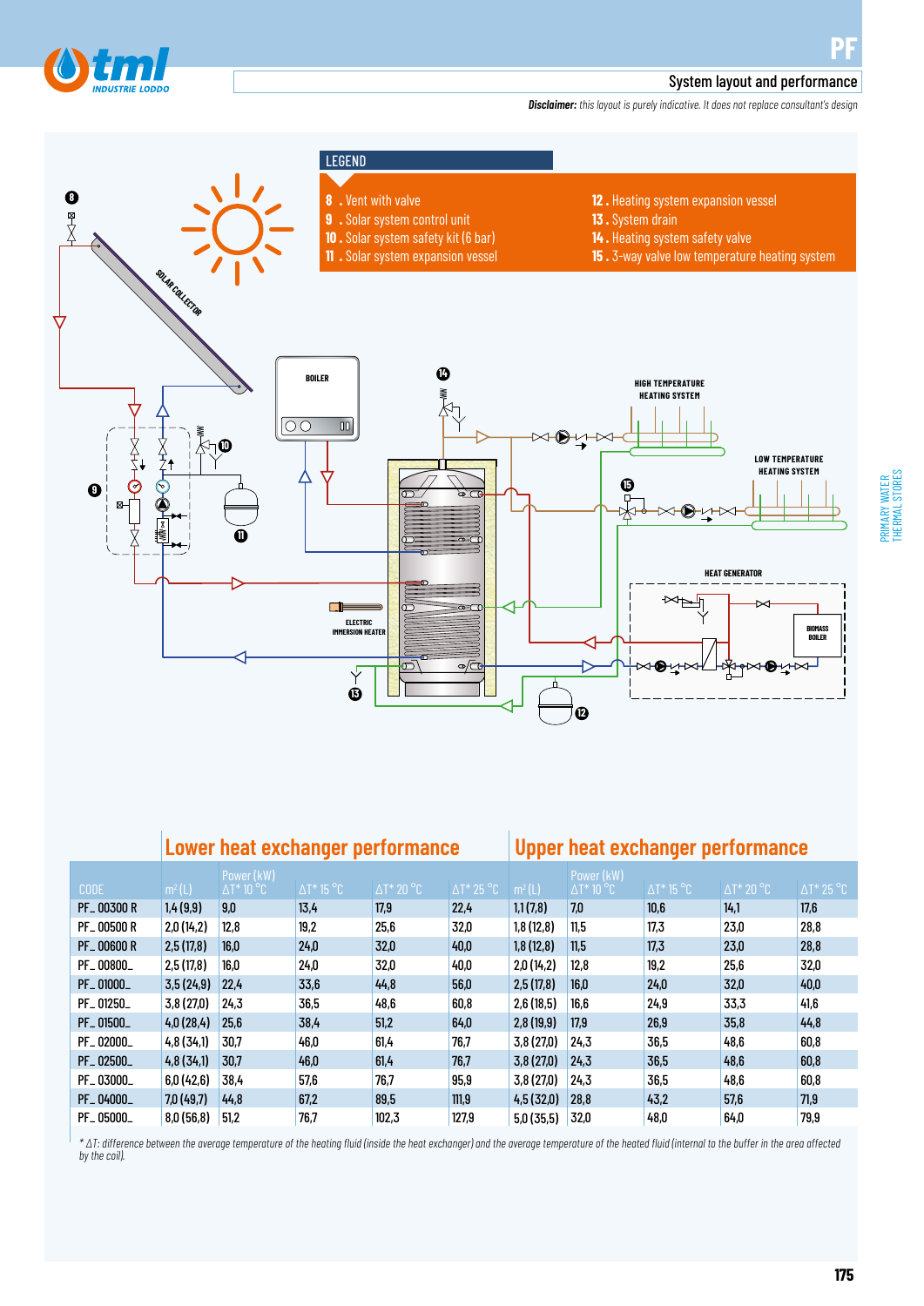# System layout and performance

***Disclaimer:*** *this layout is purely indicative. It does not replace consultant's design*

**LEGEND**

8 . Vent with valve
9 . Solar system control unit
10 . Solar system safety kit (6 bar)
11 . Solar system expansion vessel
12 . Heating system expansion vessel
13 . System drain
14 . Heating system safety valve
15 . 3-way valve low temperature heating system

SOLAR COLLECTOR

BOILER

HIGH TEMPERATURE HEATING SYSTEM

LOW TEMPERATURE HEATING SYSTEM

HEAT GENERATOR

BIOMASS BOILER

ELECTRIC IMMERSION HEATER

| | Lower heat exchanger performance | | | | | Upper heat exchanger performance | | | | |
|---|---|---|---|---|---|---|---|---|---|---|
| CODE | m² (L) | Power (kW) ΔT* 10 °C | ΔT* 15 °C | ΔT* 20 °C | ΔT* 25 °C | m² (L) | Power (kW) ΔT* 10 °C | ΔT* 15 °C | ΔT* 20 °C | ΔT* 25 °C |
| PF_ 00300 R | 1,4 (9,9) | 9,0 | 13,4 | 17,9 | 22,4 | 1,1 (7,8) | 7,0 | 10,6 | 14,1 | 17,6 |
| PF_ 00500 R | 2,0 (14,2) | 12,8 | 19,2 | 25,6 | 32,0 | 1,8 (12,8) | 11,5 | 17,3 | 23,0 | 28,8 |
| PF_ 00600 R | 2,5 (17,8) | 16,0 | 24,0 | 32,0 | 40,0 | 1,8 (12,8) | 11,5 | 17,3 | 23,0 | 28,8 |
| PF_ 00800_ | 2,5 (17,8) | 16,0 | 24,0 | 32,0 | 40,0 | 2,0 (14,2) | 12,8 | 19,2 | 25,6 | 32,0 |
| PF_ 01000_ | 3,5 (24,9) | 22,4 | 33,6 | 44,8 | 56,0 | 2,5 (17,8) | 16,0 | 24,0 | 32,0 | 40,0 |
| PF_ 01250_ | 3,8 (27,0) | 24,3 | 36,5 | 48,6 | 60,8 | 2,6 (18,5) | 16,6 | 24,9 | 33,3 | 41,6 |
| PF_ 01500_ | 4,0 (28,4) | 25,6 | 38,4 | 51,2 | 64,0 | 2,8 (19,9) | 17,9 | 26,9 | 35,8 | 44,8 |
| PF_ 02000_ | 4,8 (34,1) | 30,7 | 46,0 | 61,4 | 76,7 | 3,8 (27,0) | 24,3 | 36,5 | 48,6 | 60,8 |
| PF_ 02500_ | 4,8 (34,1) | 30,7 | 46,0 | 61,4 | 76,7 | 3,8 (27,0) | 24,3 | 36,5 | 48,6 | 60,8 |
| PF_ 03000_ | 6,0 (42,6) | 38,4 | 57,6 | 76,7 | 95,9 | 3,8 (27,0) | 24,3 | 36,5 | 48,6 | 60,8 |
| PF_ 04000_ | 7,0 (49,7) | 44,8 | 67,2 | 89,5 | 111,9 | 4,5 (32,0) | 28,8 | 43,2 | 57,6 | 71,9 |
| PF_ 05000_ | 8,0 (56,8) | 51,2 | 76,7 | 102,3 | 127,9 | 5,0 (35,5) | 32,0 | 48,0 | 64,0 | 79,9 |

*\* ΔT: difference between the average temperature of the heating fluid (inside the heat exchanger) and the average temperature of the heated fluid (internal to the buffer in the area affected by the coil).*